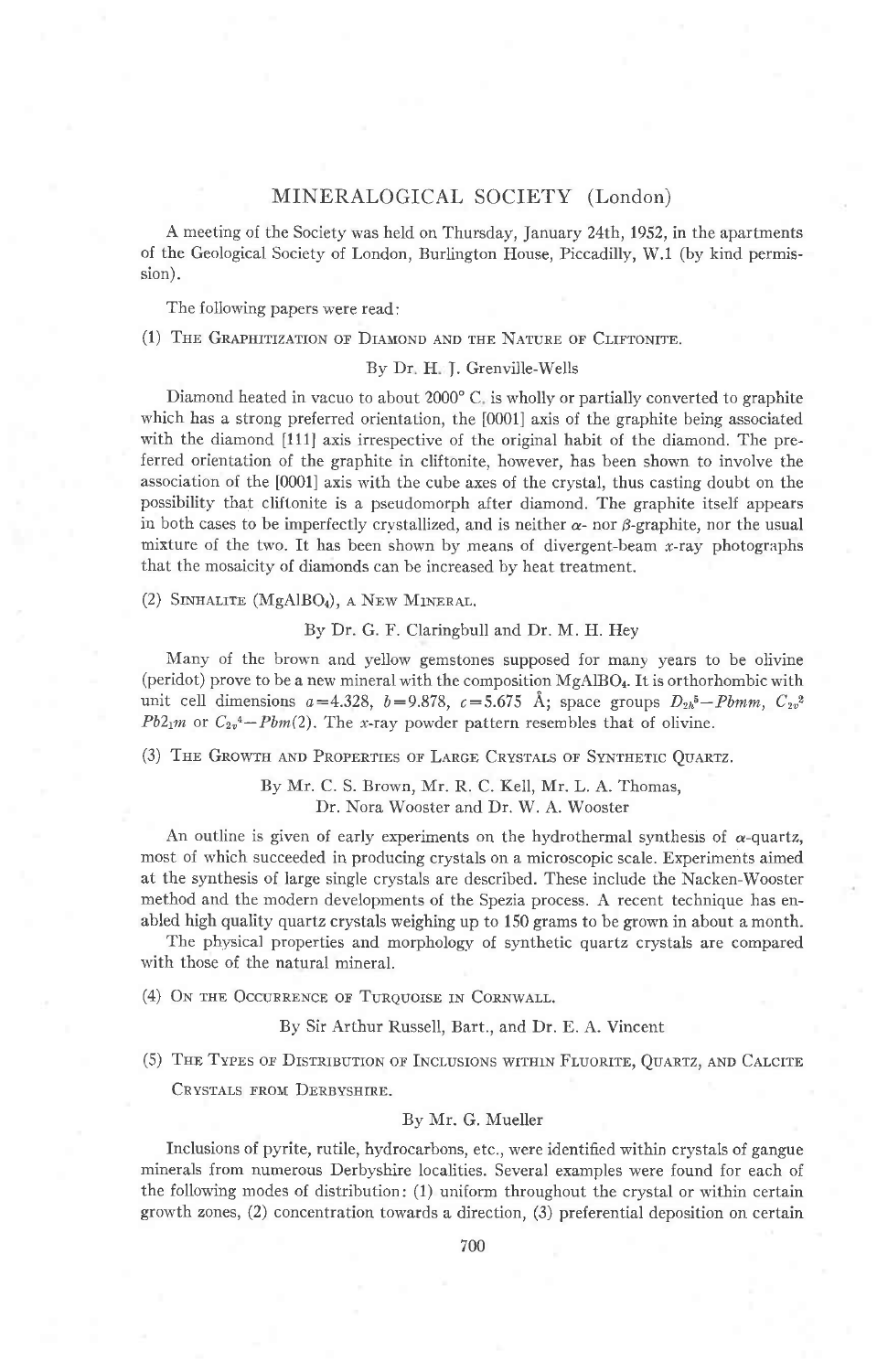# MINERALOGICAL SOCIETY (London)

A meeting of the Society was held on Thursday, January 24th, 1952, in the apartments of the Geological Society of London, Burlington House, Piccadilly, W.1 (by kind permission).

The following papers were read:

(1) THE GRAPHITIZATION OF DIAMOND AND THE NATURE OF CLIFTONITE.

By Dr. H. J. Grenville-Wells

Diamond heated in vacuo to about 2000° C. is wholly or partially converted to graphite which has a strong preferred orientation, the [0001] axis of the graphite being associated with the diamond [111] axis irrespective of the original habit of the diamond. The preferred orientation of the graphite in cliftonite, however, has been shown to involve the association of the [0001] axis with the cube axes of the crystal, thus casting doubt on the possibility that cliftonite is a pseudomorph after diamond. The graphite itself appears in both cases to be imperfectly crystallized, and is neither $\alpha$- nor $\beta$-graphite, nor the usual mixture of the two. It has been shown by means of divergent-beam *x*-ray photographs that the mosaicity of diamonds can be increased by heat treatment.

(2) SINHALITE ($MgAlBO_4$), A NEW MINERAL.

By Dr. G. F. Claringbull and Dr. M. H. Hey

Many of the brown and yellow gemstones supposed for many years to be olivine (peridot) prove to be a new mineral with the composition $MgAlBO_4$. It is orthorhombic with unit cell dimensions $a=4.328$, $b=9.878$, $c=5.675$ Å; space groups $D_{2h}^{5}-Pbmm$, $C_{2v}^{2}$ $Pb2_1m$ or $C_{2v}^{4}-Pbm(2)$. The *x*-ray powder pattern resembles that of olivine.

(3) THE GROWTH AND PROPERTIES OF LARGE CRYSTALS OF SYNTHETIC QUARTZ.

By Mr. C. S. Brown, Mr. R. C. Kell, Mr. L. A. Thomas, Dr. Nora Wooster and Dr. W. A. Wooster

An outline is given of early experiments on the hydrothermal synthesis of $\alpha$-quartz, most of which succeeded in producing crystals on a microscopic scale. Experiments aimed at the synthesis of large single crystals are described. These include the Nacken-Wooster method and the modern developments of the Spezia process. A recent technique has enabled high quality quartz crystals weighing up to 150 grams to be grown in about a month.

The physical properties and morphology of synthetic quartz crystals are compared with those of the natural mineral.

(4) ON THE OCCURRENCE OF TURQUOISE IN CORNWALL.

By Sir Arthur Russell, Bart., and Dr. E. A. Vincent

(5) THE TYPES OF DISTRIBUTION OF INCLUSIONS WITHIN FLUORITE, QUARTZ, AND CALCITE CRYSTALS FROM DERBYSHIRE.

By Mr. G. Mueller

Inclusions of pyrite, rutile, hydrocarbons, etc., were identified within crystals of gangue minerals from numerous Derbyshire localities. Several examples were found for each of the following modes of distribution: (1) uniform throughout the crystal or within certain growth zones, (2) concentration towards a direction, (3) preferential deposition on certain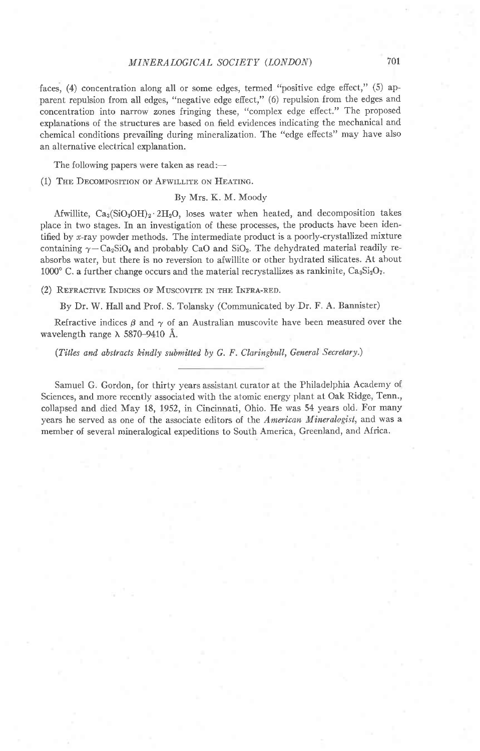faces, (4) concentration along all or some edges, termed "positive edge effect," (5) apparent repulsion from all edges, "negative edge effect," (6) repulsion from the edges and concentration into narrow zones fringing these, "complex edge effect." The proposed explanations of the structures are based on field evidences indicating the mechanical and chemical conditions prevailing during mineralization. The "edge effects" may have also an alternative electrical explanation.

The following papers were taken as read:—

(1) THE DECOMPOSITION OF AFWILLITE ON HEATING.

By Mrs. K. M. Moody

Afwillite, $Ca_3(SiO_3OH)_2 \cdot 2H_2O$, loses water when heated, and decomposition takes place in two stages. In an investigation of these processes, the products have been identified by *x*-ray powder methods. The intermediate product is a poorly-crystallized mixture containing $\gamma-Ca_2SiO_4$ and probably CaO and $SiO_2$. The dehydrated material readily reabsorbs water, but there is no reversion to afwillite or other hydrated silicates. At about 1000° C. a further change occurs and the material recrystallizes as rankinite, $Ca_3Si_2O_7$.

(2) REFRACTIVE INDICES OF MUSCOVITE IN THE INFRA-RED.

By Dr. W. Hall and Prof. S. Tolansky (Communicated by Dr. F. A. Bannister)

Refractive indices $\beta$ and $\gamma$ of an Australian muscovite have been measured over the wavelength range $\lambda$ 5870–9410 Å.

*(Titles and abstracts kindly submitted by G. F. Claringbull, General Secretary.)*

---

Samuel G. Gordon, for thirty years assistant curator at the Philadelphia Academy of Sciences, and more recently associated with the atomic energy plant at Oak Ridge, Tenn., collapsed and died May 18, 1952, in Cincinnati, Ohio. He was 54 years old. For many years he served as one of the associate editors of the *American Mineralogist*, and was a member of several mineralogical expeditions to South America, Greenland, and Africa.